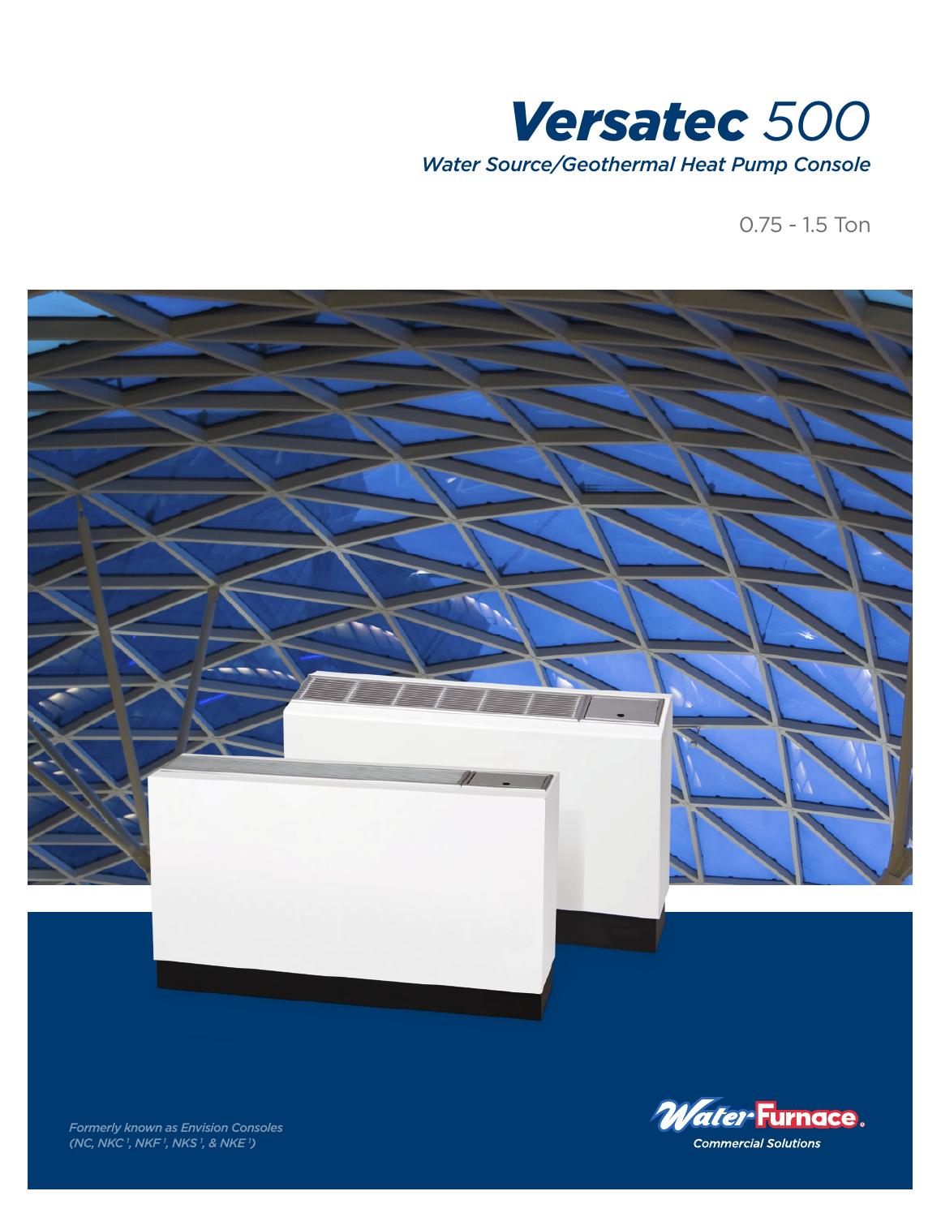# *Versatec* 500

*Water Source/Geothermal Heat Pump Console*

0.75 - 1.5 Ton

*Formerly known as Envision Consoles (NC, NKC [1], NKF [1], NKS [1], & NKE [1])*

WaterFurnace. Commercial Solutions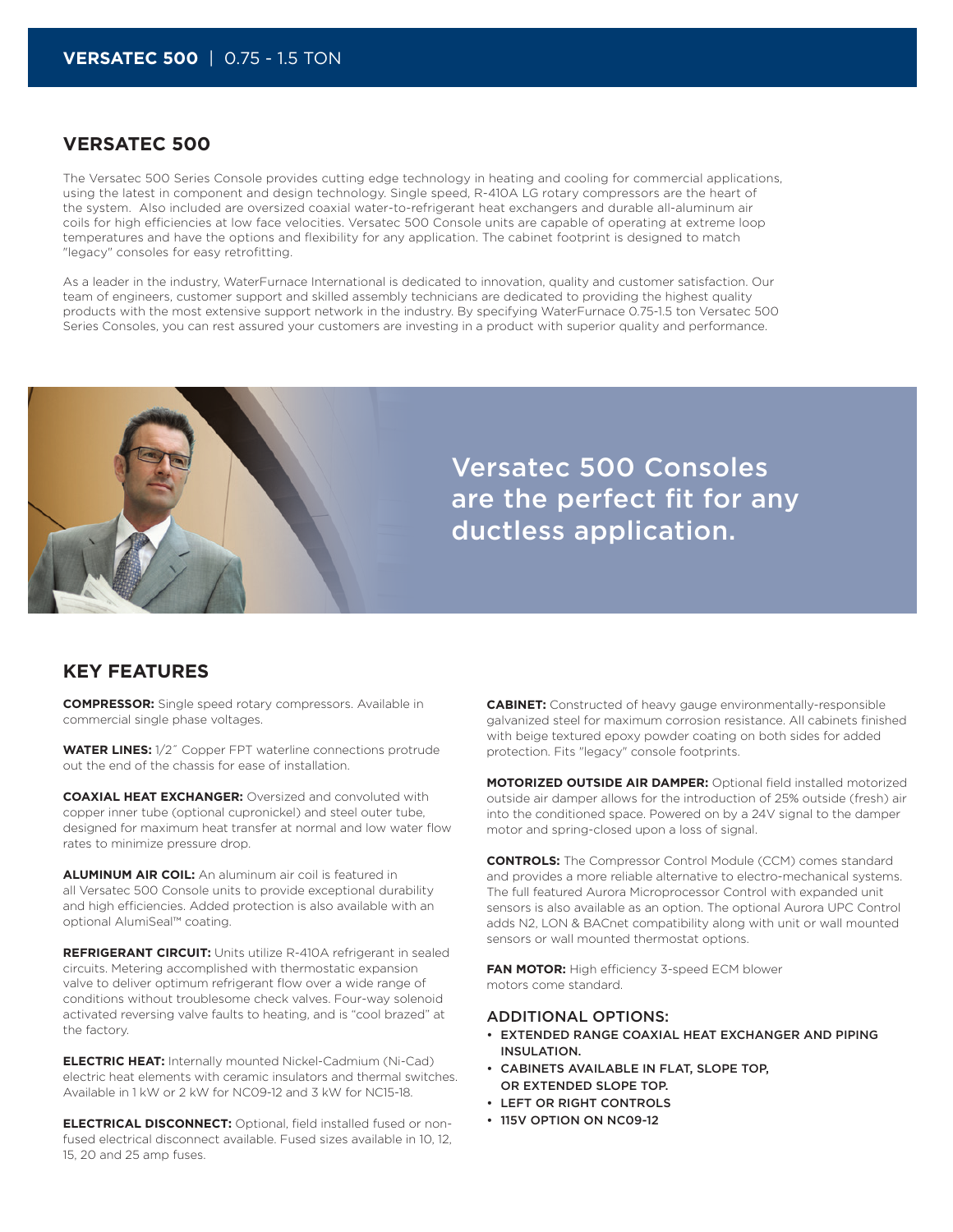# VERSATEC 500

The Versatec 500 Series Console provides cutting edge technology in heating and cooling for commercial applications, using the latest in component and design technology. Single speed, R-410A LG rotary compressors are the heart of the system. Also included are oversized coaxial water-to-refrigerant heat exchangers and durable all-aluminum air coils for high efficiencies at low face velocities. Versatec 500 Console units are capable of operating at extreme loop temperatures and have the options and flexibility for any application. The cabinet footprint is designed to match "legacy" consoles for easy retrofitting.

As a leader in the industry, WaterFurnace International is dedicated to innovation, quality and customer satisfaction. Our team of engineers, customer support and skilled assembly technicians are dedicated to providing the highest quality products with the most extensive support network in the industry. By specifying WaterFurnace 0.75-1.5 ton Versatec 500 Series Consoles, you can rest assured your customers are investing in a product with superior quality and performance.

Versatec 500 Consoles are the perfect fit for any ductless application.

## KEY FEATURES

**COMPRESSOR:** Single speed rotary compressors. Available in commercial single phase voltages.

**WATER LINES:** 1/2˝ Copper FPT waterline connections protrude out the end of the chassis for ease of installation.

**COAXIAL HEAT EXCHANGER:** Oversized and convoluted with copper inner tube (optional cupronickel) and steel outer tube, designed for maximum heat transfer at normal and low water flow rates to minimize pressure drop.

**ALUMINUM AIR COIL:** An aluminum air coil is featured in all Versatec 500 Console units to provide exceptional durability and high efficiencies. Added protection is also available with an optional AlumiSeal™ coating.

**REFRIGERANT CIRCUIT:** Units utilize R-410A refrigerant in sealed circuits. Metering accomplished with thermostatic expansion valve to deliver optimum refrigerant flow over a wide range of conditions without troublesome check valves. Four-way solenoid activated reversing valve faults to heating, and is "cool brazed" at the factory.

**ELECTRIC HEAT:** Internally mounted Nickel-Cadmium (Ni-Cad) electric heat elements with ceramic insulators and thermal switches. Available in 1 kW or 2 kW for NC09-12 and 3 kW for NC15-18.

**ELECTRICAL DISCONNECT:** Optional, field installed fused or non-fused electrical disconnect available. Fused sizes available in 10, 12, 15, 20 and 25 amp fuses.

**CABINET:** Constructed of heavy gauge environmentally-responsible galvanized steel for maximum corrosion resistance. All cabinets finished with beige textured epoxy powder coating on both sides for added protection. Fits "legacy" console footprints.

**MOTORIZED OUTSIDE AIR DAMPER:** Optional field installed motorized outside air damper allows for the introduction of 25% outside (fresh) air into the conditioned space. Powered on by a 24V signal to the damper motor and spring-closed upon a loss of signal.

**CONTROLS:** The Compressor Control Module (CCM) comes standard and provides a more reliable alternative to electro-mechanical systems. The full featured Aurora Microprocessor Control with expanded unit sensors is also available as an option. The optional Aurora UPC Control adds N2, LON & BACnet compatibility along with unit or wall mounted sensors or wall mounted thermostat options.

**FAN MOTOR:** High efficiency 3-speed ECM blower motors come standard.

### ADDITIONAL OPTIONS:

- EXTENDED RANGE COAXIAL HEAT EXCHANGER AND PIPING INSULATION.
- CABINETS AVAILABLE IN FLAT, SLOPE TOP, OR EXTENDED SLOPE TOP.
- LEFT OR RIGHT CONTROLS
- 115V OPTION ON NC09-12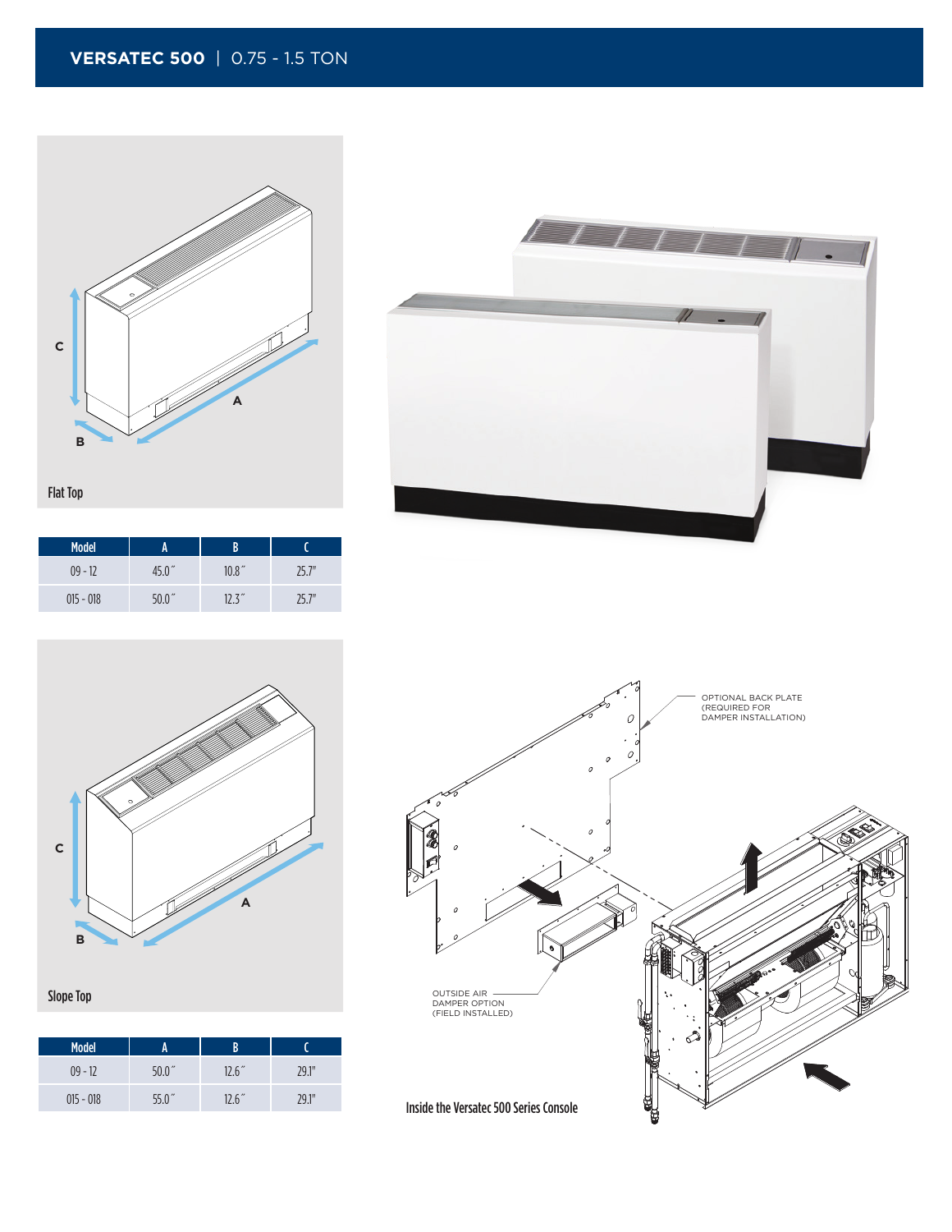## VERSATEC 500 | 0.75 - 1.5 TON

Flat Top

| Model | A | B | C |
|---|---|---|---|
| 09 - 12 | 45.0˝ | 10.8˝ | 25.7" |
| 015 - 018 | 50.0˝ | 12.3˝ | 25.7" |

Slope Top

| Model | A | B | C |
|---|---|---|---|
| 09 - 12 | 50.0˝ | 12.6˝ | 29.1" |
| 015 - 018 | 55.0˝ | 12.6˝ | 29.1" |

OPTIONAL BACK PLATE (REQUIRED FOR DAMPER INSTALLATION)

OUTSIDE AIR DAMPER OPTION (FIELD INSTALLED)

Inside the Versatec 500 Series Console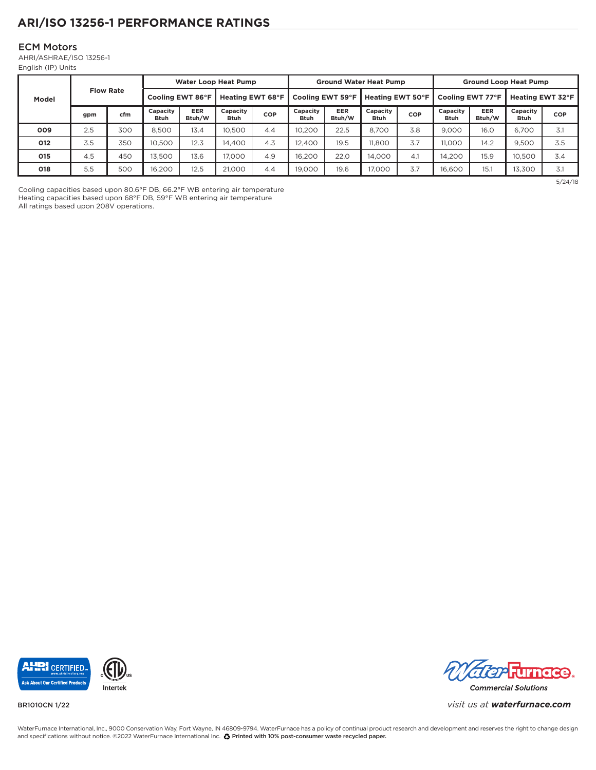# ARI/ISO 13256-1 PERFORMANCE RATINGS

## ECM Motors

AHRI/ASHRAE/ISO 13256-1
English (IP) Units

| Model | Flow Rate | | Water Loop Heat Pump | | | | Ground Water Heat Pump | | | | Ground Loop Heat Pump | | | |
|---|---|---|---|---|---|---|---|---|---|---|---|---|---|---|
| | | | Cooling EWT 86°F | | Heating EWT 68°F | | Cooling EWT 59°F | | Heating EWT 50°F | | Cooling EWT 77°F | | Heating EWT 32°F | |
| | gpm | cfm | Capacity Btuh | EER Btuh/W | Capacity Btuh | COP | Capacity Btuh | EER Btuh/W | Capacity Btuh | COP | Capacity Btuh | EER Btuh/W | Capacity Btuh | COP |
| **009** | 2.5 | 300 | 8,500 | 13.4 | 10,500 | 4.4 | 10,200 | 22.5 | 8,700 | 3.8 | 9,000 | 16.0 | 6,700 | 3.1 |
| **012** | 3.5 | 350 | 10,500 | 12.3 | 14,400 | 4.3 | 12,400 | 19.5 | 11,800 | 3.7 | 11,000 | 14.2 | 9,500 | 3.5 |
| **015** | 4.5 | 450 | 13,500 | 13.6 | 17,000 | 4.9 | 16,200 | 22.0 | 14,000 | 4.1 | 14,200 | 15.9 | 10,500 | 3.4 |
| **018** | 5.5 | 500 | 16,200 | 12.5 | 21,000 | 4.4 | 19,000 | 19.6 | 17,000 | 3.7 | 16,600 | 15.1 | 13,300 | 3.1 |

5/24/18

Cooling capacities based upon 80.6°F DB, 66.2°F WB entering air temperature
Heating capacities based upon 68°F DB, 59°F WB entering air temperature
All ratings based upon 208V operations.

AHRI CERTIFIED™ www.ahridirectory.org
Ask About Our Certified Products

Intertek

WaterFurnace®
*Commercial Solutions*

BR1010CN 1/22

*visit us at **waterfurnace.com***

WaterFurnace International, Inc., 9000 Conservation Way, Fort Wayne, IN 46809-9794. WaterFurnace has a policy of continual product research and development and reserves the right to change design and specifications without notice. ©2022 WaterFurnace International Inc. **Printed with 10% post-consumer waste recycled paper.**